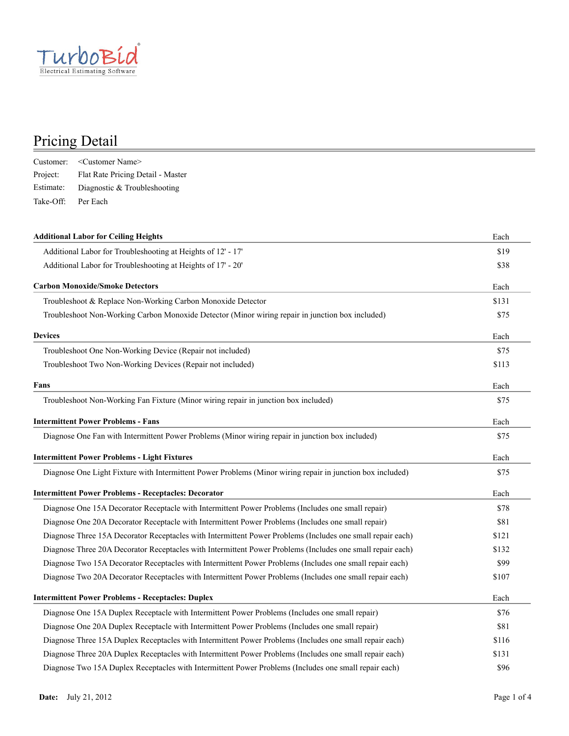TurboBid
Electrical Estimating Software

# Pricing Detail

Customer: <Customer Name>
Project: Flat Rate Pricing Detail - Master
Estimate: Diagnostic & Troubleshooting
Take-Off: Per Each

| **Additional Labor for Ceiling Heights** | Each |
|---|---|
| Additional Labor for Troubleshooting at Heights of 12' - 17' | $19 |
| Additional Labor for Troubleshooting at Heights of 17' - 20' | $38 |

| **Carbon Monoxide/Smoke Detectors** | Each |
|---|---|
| Troubleshoot & Replace Non-Working Carbon Monoxide Detector | $131 |
| Troubleshoot Non-Working Carbon Monoxide Detector (Minor wiring repair in junction box included) | $75 |

| **Devices** | Each |
|---|---|
| Troubleshoot One Non-Working Device (Repair not included) | $75 |
| Troubleshoot Two Non-Working Devices (Repair not included) | $113 |

| **Fans** | Each |
|---|---|
| Troubleshoot Non-Working Fan Fixture (Minor wiring repair in junction box included) | $75 |

| **Intermittent Power Problems - Fans** | Each |
|---|---|
| Diagnose One Fan with Intermittent Power Problems (Minor wiring repair in junction box included) | $75 |

| **Intermittent Power Problems - Light Fixtures** | Each |
|---|---|
| Diagnose One Light Fixture with Intermittent Power Problems (Minor wiring repair in junction box included) | $75 |

| **Intermittent Power Problems - Receptacles: Decorator** | Each |
|---|---|
| Diagnose One 15A Decorator Receptacle with Intermittent Power Problems (Includes one small repair) | $78 |
| Diagnose One 20A Decorator Receptacle with Intermittent Power Problems (Includes one small repair) | $81 |
| Diagnose Three 15A Decorator Receptacles with Intermittent Power Problems (Includes one small repair each) | $121 |
| Diagnose Three 20A Decorator Receptacles with Intermittent Power Problems (Includes one small repair each) | $132 |
| Diagnose Two 15A Decorator Receptacles with Intermittent Power Problems (Includes one small repair each) | $99 |
| Diagnose Two 20A Decorator Receptacles with Intermittent Power Problems (Includes one small repair each) | $107 |

| **Intermittent Power Problems - Receptacles: Duplex** | Each |
|---|---|
| Diagnose One 15A Duplex Receptacle with Intermittent Power Problems (Includes one small repair) | $76 |
| Diagnose One 20A Duplex Receptacle with Intermittent Power Problems (Includes one small repair) | $81 |
| Diagnose Three 15A Duplex Receptacles with Intermittent Power Problems (Includes one small repair each) | $116 |
| Diagnose Three 20A Duplex Receptacles with Intermittent Power Problems (Includes one small repair each) | $131 |
| Diagnose Two 15A Duplex Receptacles with Intermittent Power Problems (Includes one small repair each) | $96 |

**Date:** July 21, 2012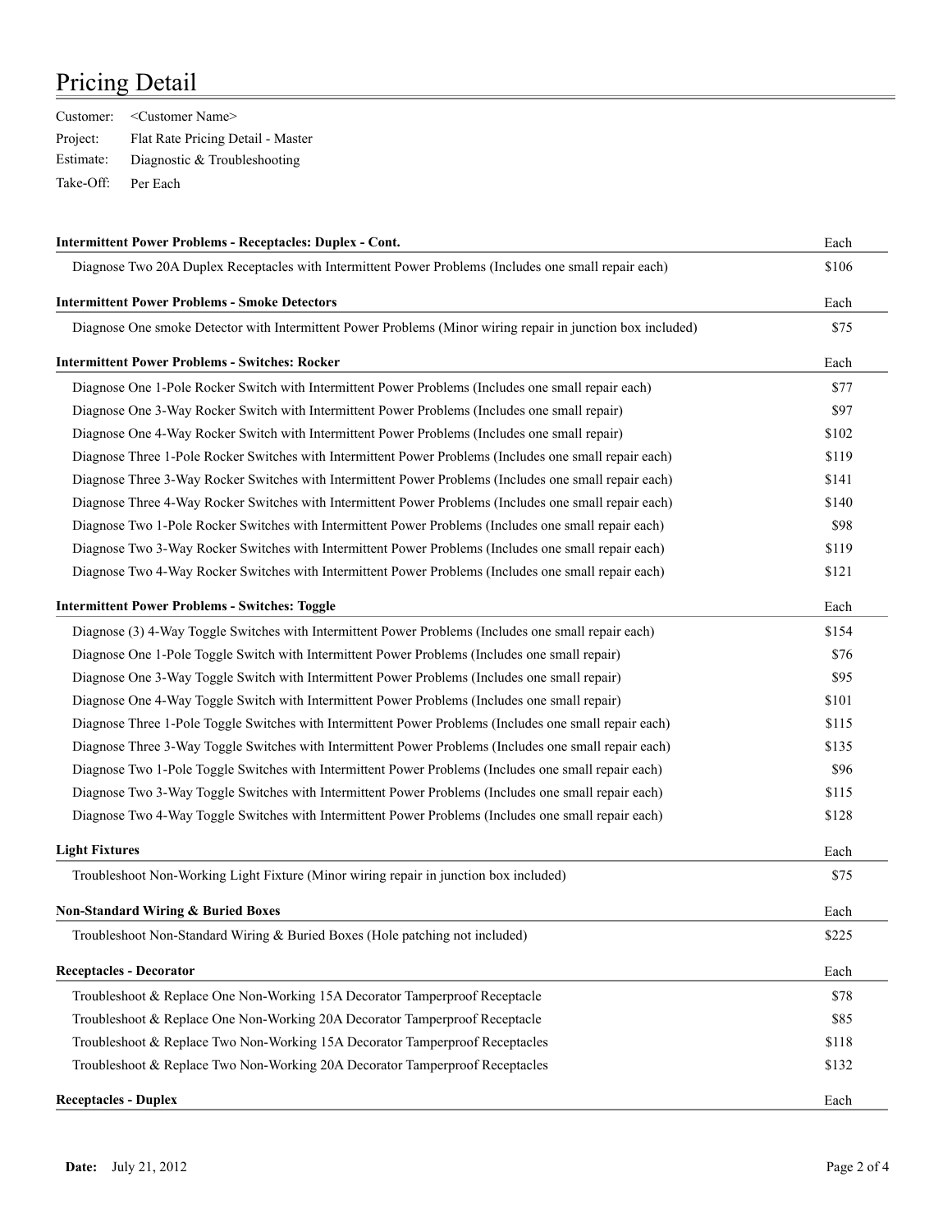# Pricing Detail

Customer: <Customer Name>
Project: Flat Rate Pricing Detail - Master
Estimate: Diagnostic & Troubleshooting
Take-Off: Per Each

| **Intermittent Power Problems - Receptacles: Duplex - Cont.** | Each |
| --- | --- |
| Diagnose Two 20A Duplex Receptacles with Intermittent Power Problems (Includes one small repair each) | $106 |

| **Intermittent Power Problems - Smoke Detectors** | Each |
| --- | --- |
| Diagnose One smoke Detector with Intermittent Power Problems (Minor wiring repair in junction box included) | $75 |

| **Intermittent Power Problems - Switches: Rocker** | Each |
| --- | --- |
| Diagnose One 1-Pole Rocker Switch with Intermittent Power Problems (Includes one small repair each) | $77 |
| Diagnose One 3-Way Rocker Switch with Intermittent Power Problems (Includes one small repair) | $97 |
| Diagnose One 4-Way Rocker Switch with Intermittent Power Problems (Includes one small repair) | $102 |
| Diagnose Three 1-Pole Rocker Switches with Intermittent Power Problems (Includes one small repair each) | $119 |
| Diagnose Three 3-Way Rocker Switches with Intermittent Power Problems (Includes one small repair each) | $141 |
| Diagnose Three 4-Way Rocker Switches with Intermittent Power Problems (Includes one small repair each) | $140 |
| Diagnose Two 1-Pole Rocker Switches with Intermittent Power Problems (Includes one small repair each) | $98 |
| Diagnose Two 3-Way Rocker Switches with Intermittent Power Problems (Includes one small repair each) | $119 |
| Diagnose Two 4-Way Rocker Switches with Intermittent Power Problems (Includes one small repair each) | $121 |

| **Intermittent Power Problems - Switches: Toggle** | Each |
| --- | --- |
| Diagnose (3) 4-Way Toggle Switches with Intermittent Power Problems (Includes one small repair each) | $154 |
| Diagnose One 1-Pole Toggle Switch with Intermittent Power Problems (Includes one small repair) | $76 |
| Diagnose One 3-Way Toggle Switch with Intermittent Power Problems (Includes one small repair) | $95 |
| Diagnose One 4-Way Toggle Switch with Intermittent Power Problems (Includes one small repair) | $101 |
| Diagnose Three 1-Pole Toggle Switches with Intermittent Power Problems (Includes one small repair each) | $115 |
| Diagnose Three 3-Way Toggle Switches with Intermittent Power Problems (Includes one small repair each) | $135 |
| Diagnose Two 1-Pole Toggle Switches with Intermittent Power Problems (Includes one small repair each) | $96 |
| Diagnose Two 3-Way Toggle Switches with Intermittent Power Problems (Includes one small repair each) | $115 |
| Diagnose Two 4-Way Toggle Switches with Intermittent Power Problems (Includes one small repair each) | $128 |

| **Light Fixtures** | Each |
| --- | --- |
| Troubleshoot Non-Working Light Fixture (Minor wiring repair in junction box included) | $75 |

| **Non-Standard Wiring & Buried Boxes** | Each |
| --- | --- |
| Troubleshoot Non-Standard Wiring & Buried Boxes (Hole patching not included) | $225 |

| **Receptacles - Decorator** | Each |
| --- | --- |
| Troubleshoot & Replace One Non-Working 15A Decorator Tamperproof Receptacle | $78 |
| Troubleshoot & Replace One Non-Working 20A Decorator Tamperproof Receptacle | $85 |
| Troubleshoot & Replace Two Non-Working 15A Decorator Tamperproof Receptacles | $118 |
| Troubleshoot & Replace Two Non-Working 20A Decorator Tamperproof Receptacles | $132 |

| **Receptacles - Duplex** | Each |
| --- | --- |

**Date:** July 21, 2012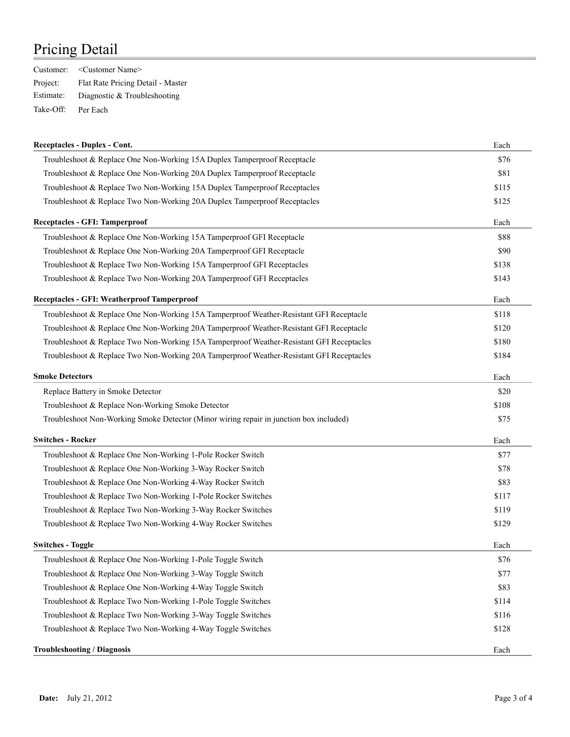# Pricing Detail

Customer: <Customer Name>
Project: Flat Rate Pricing Detail - Master
Estimate: Diagnostic & Troubleshooting
Take-Off: Per Each

| **Receptacles - Duplex - Cont.** | Each |
|---|---|
| Troubleshoot & Replace One Non-Working 15A Duplex Tamperproof Receptacle | $76 |
| Troubleshoot & Replace One Non-Working 20A Duplex Tamperproof Receptacle | $81 |
| Troubleshoot & Replace Two Non-Working 15A Duplex Tamperproof Receptacles | $115 |
| Troubleshoot & Replace Two Non-Working 20A Duplex Tamperproof Receptacles | $125 |

| **Receptacles - GFI: Tamperproof** | Each |
|---|---|
| Troubleshoot & Replace One Non-Working 15A Tamperproof GFI Receptacle | $88 |
| Troubleshoot & Replace One Non-Working 20A Tamperproof GFI Receptacle | $90 |
| Troubleshoot & Replace Two Non-Working 15A Tamperproof GFI Receptacles | $138 |
| Troubleshoot & Replace Two Non-Working 20A Tamperproof GFI Receptacles | $143 |

| **Receptacles - GFI: Weatherproof Tamperproof** | Each |
|---|---|
| Troubleshoot & Replace One Non-Working 15A Tamperproof Weather-Resistant GFI Receptacle | $118 |
| Troubleshoot & Replace One Non-Working 20A Tamperproof Weather-Resistant GFI Receptacle | $120 |
| Troubleshoot & Replace Two Non-Working 15A Tamperproof Weather-Resistant GFI Receptacles | $180 |
| Troubleshoot & Replace Two Non-Working 20A Tamperproof Weather-Resistant GFI Receptacles | $184 |

| **Smoke Detectors** | Each |
|---|---|
| Replace Battery in Smoke Detector | $20 |
| Troubleshoot & Replace Non-Working Smoke Detector | $108 |
| Troubleshoot Non-Working Smoke Detector (Minor wiring repair in junction box included) | $75 |

| **Switches - Rocker** | Each |
|---|---|
| Troubleshoot & Replace One Non-Working 1-Pole Rocker Switch | $77 |
| Troubleshoot & Replace One Non-Working 3-Way Rocker Switch | $78 |
| Troubleshoot & Replace One Non-Working 4-Way Rocker Switch | $83 |
| Troubleshoot & Replace Two Non-Working 1-Pole Rocker Switches | $117 |
| Troubleshoot & Replace Two Non-Working 3-Way Rocker Switches | $119 |
| Troubleshoot & Replace Two Non-Working 4-Way Rocker Switches | $129 |

| **Switches - Toggle** | Each |
|---|---|
| Troubleshoot & Replace One Non-Working 1-Pole Toggle Switch | $76 |
| Troubleshoot & Replace One Non-Working 3-Way Toggle Switch | $77 |
| Troubleshoot & Replace One Non-Working 4-Way Toggle Switch | $83 |
| Troubleshoot & Replace Two Non-Working 1-Pole Toggle Switches | $114 |
| Troubleshoot & Replace Two Non-Working 3-Way Toggle Switches | $116 |
| Troubleshoot & Replace Two Non-Working 4-Way Toggle Switches | $128 |

| **Troubleshooting / Diagnosis** | Each |
|---|---|

**Date:** July 21, 2012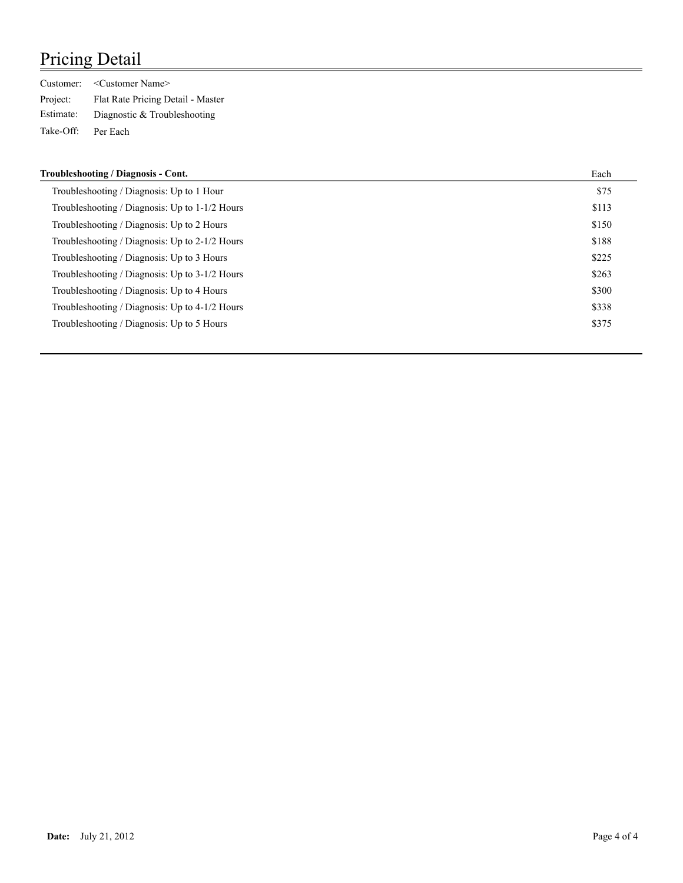# Pricing Detail

Customer: <Customer Name>
Project: Flat Rate Pricing Detail - Master
Estimate: Diagnostic & Troubleshooting
Take-Off: Per Each

| Troubleshooting / Diagnosis - Cont. | Each |
|---|---|
| Troubleshooting / Diagnosis: Up to 1 Hour | $75 |
| Troubleshooting / Diagnosis: Up to 1-1/2 Hours | $113 |
| Troubleshooting / Diagnosis: Up to 2 Hours | $150 |
| Troubleshooting / Diagnosis: Up to 2-1/2 Hours | $188 |
| Troubleshooting / Diagnosis: Up to 3 Hours | $225 |
| Troubleshooting / Diagnosis: Up to 3-1/2 Hours | $263 |
| Troubleshooting / Diagnosis: Up to 4 Hours | $300 |
| Troubleshooting / Diagnosis: Up to 4-1/2 Hours | $338 |
| Troubleshooting / Diagnosis: Up to 5 Hours | $375 |

**Date:** July 21, 2012